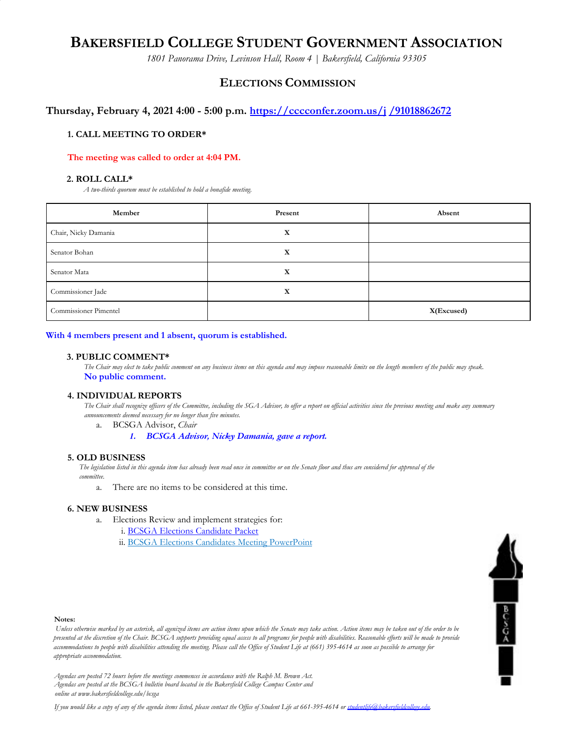# BAKERSFIELD COLLEGE STUDENT GOVERNMENT ASSOCIATION

*1801 Panorama Drive, Levinson Hall, Room 4 | Bakersfield, California 93305*

## ELECTIONS COMMISSION

### Thursday, February 4, 2021 4:00 - 5:00 p.m. [https://cccconfer.zoom.us/j /91018862672](https://cccconfer.zoom.us/j/91018862672)

**1. CALL MEETING TO ORDER***

**The meeting was called to order at 4:04 PM.**

**2. ROLL CALL***

*A two-thirds quorum must be established to hold a bonafide meeting.*

| Member | Present | Absent |
|---|---|---|
| Chair, Nicky Damania | X | |
| Senator Bohan | X | |
| Senator Mata | X | |
| Commissioner Jade | X | |
| Commissioner Pimentel | | X(Excused) |

**With 4 members present and 1 absent, quorum is established.**

**3. PUBLIC COMMENT***

*The Chair may elect to take public comment on any business items on this agenda and may impose reasonable limits on the length members of the public may speak.*

**No public comment.**

**4. INDIVIDUAL REPORTS**

*The Chair shall recognize officers of the Committee, including the SGA Advisor, to offer a report on official activities since the previous meeting and make any summary announcements deemed necessary for no longer than five minutes.*

a. BCSGA Advisor, *Chair*
   1. ***BCSGA Advisor, Nicky Damania, gave a report.***

**5. OLD BUSINESS**

*The legislation listed in this agenda item has already been read once in committee or on the Senate floor and thus are considered for approval of the committee.*

a. There are no items to be considered at this time.

**6. NEW BUSINESS**

a. Elections Review and implement strategies for:
   i. BCSGA Elections Candidate Packet
   ii. BCSGA Elections Candidates Meeting PowerPoint

**Notes:**

*Unless otherwise marked by an asterisk, all agenized items are action items upon which the Senate may take action. Action items may be taken out of the order to be presented at the discretion of the Chair. BCSGA supports providing equal access to all programs for people with disabilities. Reasonable efforts will be made to provide accommodations to people with disabilities attending the meeting. Please call the Office of Student Life at (661) 395-4614 as soon as possible to arrange for appropriate accommodation.*

*Agendas are posted 72 hours before the meetings commences in accordance with the Ralph M. Brown Act. Agendas are posted at the BCSGA bulletin board located in the Bakersfield College Campus Center and online at www.bakersfieldcollege.edu/bcsga*

*If you would like a copy of any of the agenda items listed, please contact the Office of Student Life at 661-395-4614 or studentlife@bakersfieldcollege.edu.*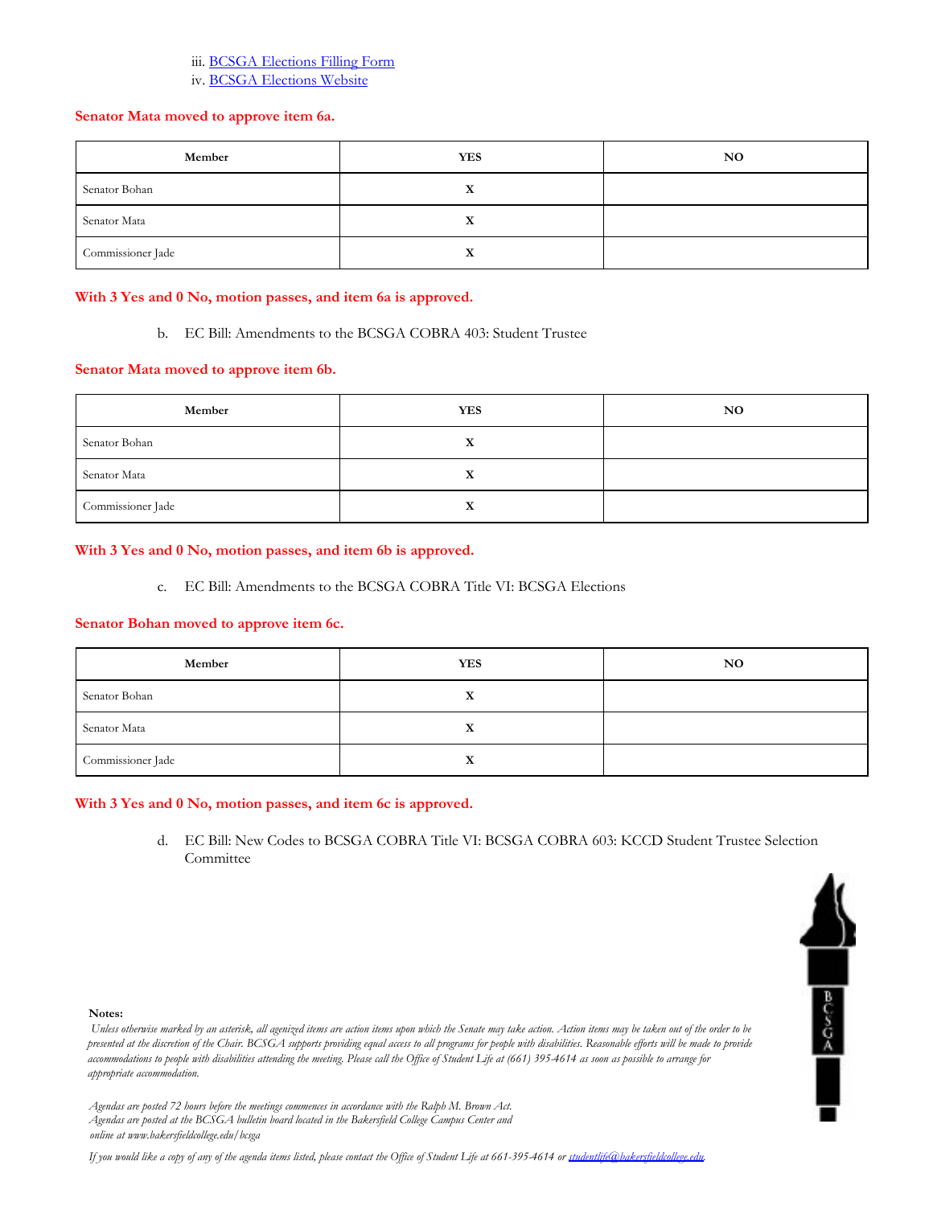iii. [BCSGA Elections Filling Form]()
iv. [BCSGA Elections Website]()

**Senator Mata moved to approve item 6a.**

| Member | YES | NO |
|---|---|---|
| Senator Bohan | X | |
| Senator Mata | X | |
| Commissioner Jade | X | |

**With 3 Yes and 0 No, motion passes, and item 6a is approved.**

b. EC Bill: Amendments to the BCSGA COBRA 403: Student Trustee

**Senator Mata moved to approve item 6b.**

| Member | YES | NO |
|---|---|---|
| Senator Bohan | X | |
| Senator Mata | X | |
| Commissioner Jade | X | |

**With 3 Yes and 0 No, motion passes, and item 6b is approved.**

c. EC Bill: Amendments to the BCSGA COBRA Title VI: BCSGA Elections

**Senator Bohan moved to approve item 6c.**

| Member | YES | NO |
|---|---|---|
| Senator Bohan | X | |
| Senator Mata | X | |
| Commissioner Jade | X | |

**With 3 Yes and 0 No, motion passes, and item 6c is approved.**

d. EC Bill: New Codes to BCSGA COBRA Title VI: BCSGA COBRA 603: KCCD Student Trustee Selection Committee

**Notes:**

*Unless otherwise marked by an asterisk, all agenized items are action items upon which the Senate may take action. Action items may be taken out of the order to be presented at the discretion of the Chair. BCSGA supports providing equal access to all programs for people with disabilities. Reasonable efforts will be made to provide accommodations to people with disabilities attending the meeting. Please call the Office of Student Life at (661) 395-4614 as soon as possible to arrange for appropriate accommodation.*

*Agendas are posted 72 hours before the meetings commences in accordance with the Ralph M. Brown Act.*
*Agendas are posted at the BCSGA bulletin board located in the Bakersfield College Campus Center and online at www.bakersfieldcollege.edu/bcsga*

*If you would like a copy of any of the agenda items listed, please contact the Office of Student Life at 661-395-4614 or [studentlife@bakersfieldcollege.edu](mailto:studentlife@bakersfieldcollege.edu).*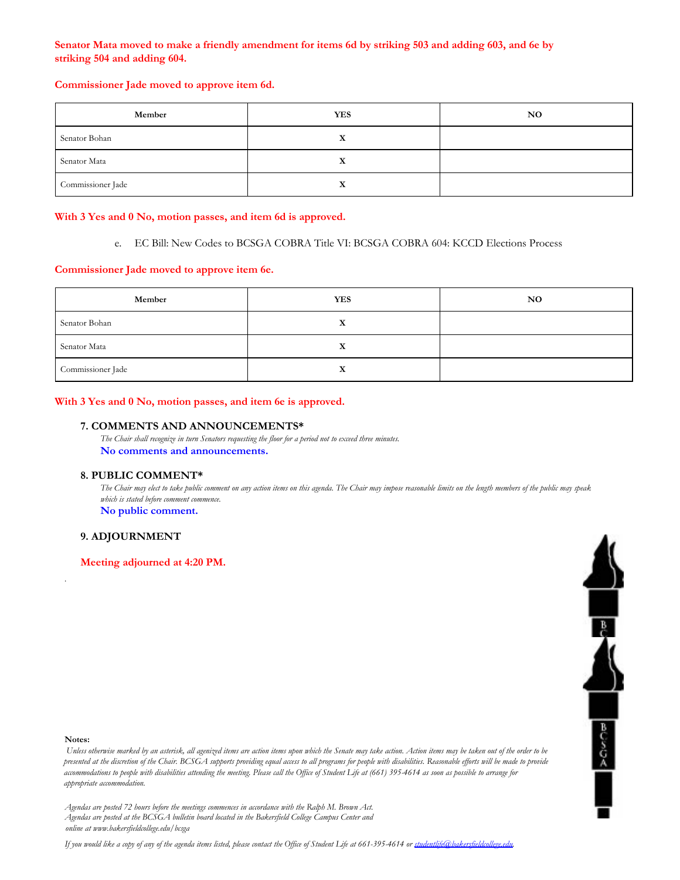**Senator Mata moved to make a friendly amendment for items 6d by striking 503 and adding 603, and 6e by striking 504 and adding 604.**

**Commissioner Jade moved to approve item 6d.**

| Member | YES | NO |
|---|---|---|
| Senator Bohan | X | |
| Senator Mata | X | |
| Commissioner Jade | X | |

**With 3 Yes and 0 No, motion passes, and item 6d is approved.**

e. EC Bill: New Codes to BCSGA COBRA Title VI: BCSGA COBRA 604: KCCD Elections Process

**Commissioner Jade moved to approve item 6e.**

| Member | YES | NO |
|---|---|---|
| Senator Bohan | X | |
| Senator Mata | X | |
| Commissioner Jade | X | |

**With 3 Yes and 0 No, motion passes, and item 6e is approved.**

### 7. COMMENTS AND ANNOUNCEMENTS*

*The Chair shall recognize in turn Senators requesting the floor for a period not to exceed three minutes.*

**No comments and announcements.**

### 8. PUBLIC COMMENT*

*The Chair may elect to take public comment on any action items on this agenda. The Chair may impose reasonable limits on the length members of the public may speak which is stated before comment commence.*

**No public comment.**

### 9. ADJOURNMENT

**Meeting adjourned at 4:20 PM.**

**Notes:**

*Unless otherwise marked by an asterisk, all agenized items are action items upon which the Senate may take action. Action items may be taken out of the order to be presented at the discretion of the Chair. BCSGA supports providing equal access to all programs for people with disabilities. Reasonable efforts will be made to provide accommodations to people with disabilities attending the meeting. Please call the Office of Student Life at (661) 395-4614 as soon as possible to arrange for appropriate accommodation.*

*Agendas are posted 72 hours before the meetings commences in accordance with the Ralph M. Brown Act.*
*Agendas are posted at the BCSGA bulletin board located in the Bakersfield College Campus Center and online at www.bakersfieldcollege.edu/bcsga*

*If you would like a copy of any of the agenda items listed, please contact the Office of Student Life at 661-395-4614 or studentlife@bakersfieldcollege.edu.*